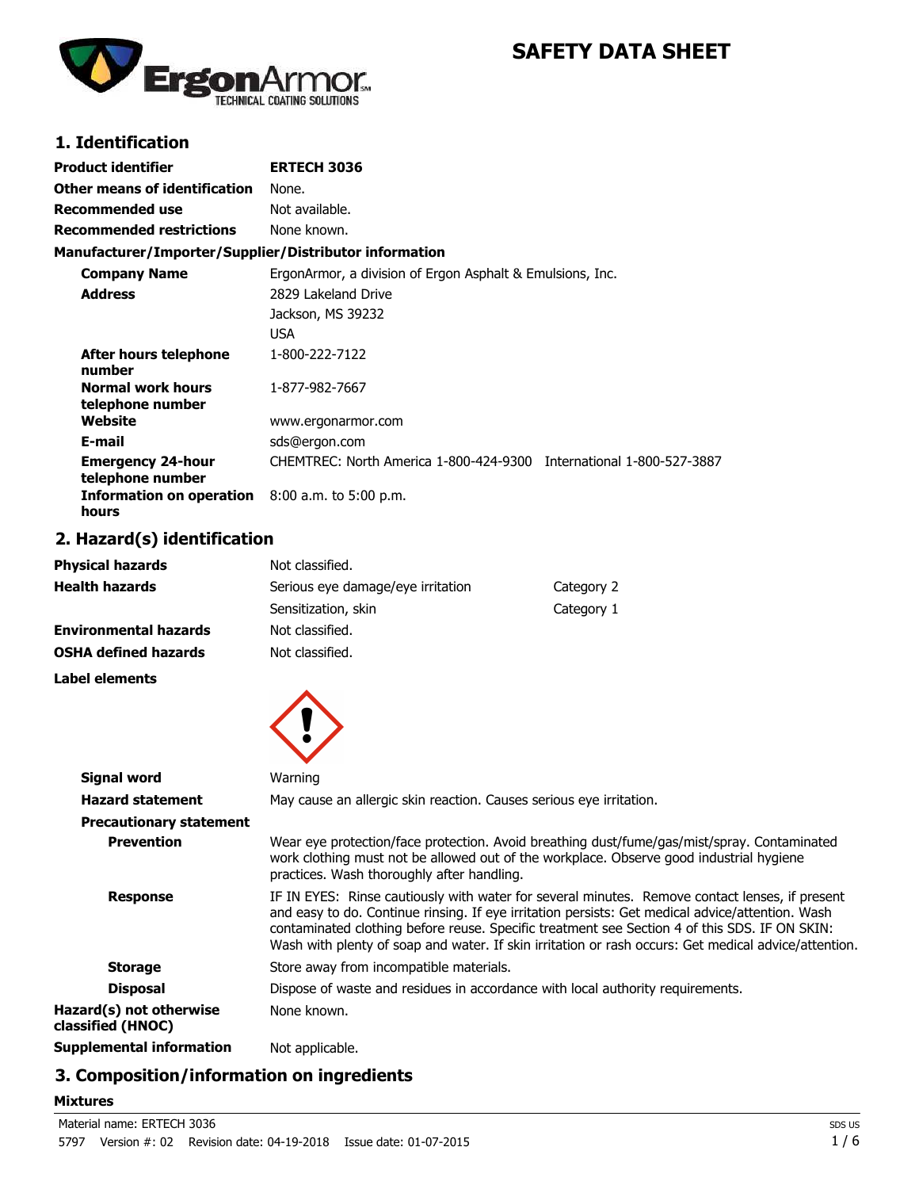# SAFETY DATA SHEET

## 1. Identification

| | |
|---|---|
| **Product identifier** | **ERTECH 3036** |
| **Other means of identification** | None. |
| **Recommended use** | Not available. |
| **Recommended restrictions** | None known. |

**Manufacturer/Importer/Supplier/Distributor information**

| | |
|---|---|
| **Company Name** | ErgonArmor, a division of Ergon Asphalt & Emulsions, Inc. |
| **Address** | 2829 Lakeland Drive<br>Jackson, MS 39232<br>USA |
| **After hours telephone number** | 1-800-222-7122 |
| **Normal work hours telephone number** | 1-877-982-7667 |
| **Website** | www.ergonarmor.com |
| **E-mail** | sds@ergon.com |
| **Emergency 24-hour telephone number** | CHEMTREC: North America 1-800-424-9300 International 1-800-527-3887 |
| **Information on operation hours** | 8:00 a.m. to 5:00 p.m. |

## 2. Hazard(s) identification

| | | |
|---|---|---|
| **Physical hazards** | Not classified. | |
| **Health hazards** | Serious eye damage/eye irritation | Category 2 |
| | Sensitization, skin | Category 1 |
| **Environmental hazards** | Not classified. | |
| **OSHA defined hazards** | Not classified. | |

**Label elements**

**Signal word** Warning

**Hazard statement** May cause an allergic skin reaction. Causes serious eye irritation.

**Precautionary statement**

**Prevention** Wear eye protection/face protection. Avoid breathing dust/fume/gas/mist/spray. Contaminated work clothing must not be allowed out of the workplace. Observe good industrial hygiene practices. Wash thoroughly after handling.

**Response** IF IN EYES: Rinse cautiously with water for several minutes. Remove contact lenses, if present and easy to do. Continue rinsing. If eye irritation persists: Get medical advice/attention. Wash contaminated clothing before reuse. Specific treatment see Section 4 of this SDS. IF ON SKIN: Wash with plenty of soap and water. If skin irritation or rash occurs: Get medical advice/attention.

**Storage** Store away from incompatible materials.

**Disposal** Dispose of waste and residues in accordance with local authority requirements.

**Hazard(s) not otherwise classified (HNOC)** None known.

**Supplemental information** Not applicable.

## 3. Composition/information on ingredients

**Mixtures**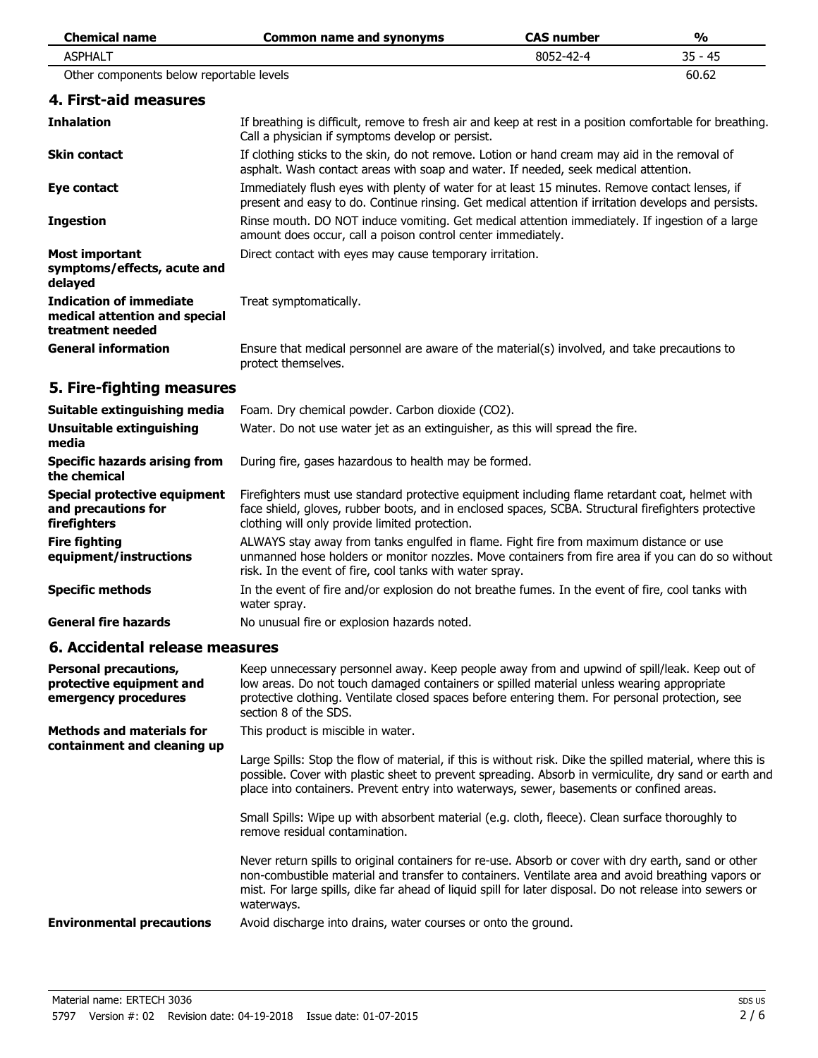| Chemical name | Common name and synonyms | CAS number | % |
|---|---|---|---|
| ASPHALT | | 8052-42-4 | 35 - 45 |
| Other components below reportable levels | | | 60.62 |

## 4. First-aid measures

| | |
|---|---|
| **Inhalation** | If breathing is difficult, remove to fresh air and keep at rest in a position comfortable for breathing. Call a physician if symptoms develop or persist. |
| **Skin contact** | If clothing sticks to the skin, do not remove. Lotion or hand cream may aid in the removal of asphalt. Wash contact areas with soap and water. If needed, seek medical attention. |
| **Eye contact** | Immediately flush eyes with plenty of water for at least 15 minutes. Remove contact lenses, if present and easy to do. Continue rinsing. Get medical attention if irritation develops and persists. |
| **Ingestion** | Rinse mouth. DO NOT induce vomiting. Get medical attention immediately. If ingestion of a large amount does occur, call a poison control center immediately. |
| **Most important symptoms/effects, acute and delayed** | Direct contact with eyes may cause temporary irritation. |
| **Indication of immediate medical attention and special treatment needed** | Treat symptomatically. |
| **General information** | Ensure that medical personnel are aware of the material(s) involved, and take precautions to protect themselves. |

## 5. Fire-fighting measures

| | |
|---|---|
| **Suitable extinguishing media** | Foam. Dry chemical powder. Carbon dioxide ($CO_2$). |
| **Unsuitable extinguishing media** | Water. Do not use water jet as an extinguisher, as this will spread the fire. |
| **Specific hazards arising from the chemical** | During fire, gases hazardous to health may be formed. |
| **Special protective equipment and precautions for firefighters** | Firefighters must use standard protective equipment including flame retardant coat, helmet with face shield, gloves, rubber boots, and in enclosed spaces, SCBA. Structural firefighters protective clothing will only provide limited protection. |
| **Fire fighting equipment/instructions** | ALWAYS stay away from tanks engulfed in flame. Fight fire from maximum distance or use unmanned hose holders or monitor nozzles. Move containers from fire area if you can do so without risk. In the event of fire, cool tanks with water spray. |
| **Specific methods** | In the event of fire and/or explosion do not breathe fumes. In the event of fire, cool tanks with water spray. |
| **General fire hazards** | No unusual fire or explosion hazards noted. |

## 6. Accidental release measures

**Personal precautions, protective equipment and emergency procedures**

Keep unnecessary personnel away. Keep people away from and upwind of spill/leak. Keep out of low areas. Do not touch damaged containers or spilled material unless wearing appropriate protective clothing. Ventilate closed spaces before entering them. For personal protection, see section 8 of the SDS.

**Methods and materials for containment and cleaning up**

This product is miscible in water.

Large Spills: Stop the flow of material, if this is without risk. Dike the spilled material, where this is possible. Cover with plastic sheet to prevent spreading. Absorb in vermiculite, dry sand or earth and place into containers. Prevent entry into waterways, sewer, basements or confined areas.

Small Spills: Wipe up with absorbent material (e.g. cloth, fleece). Clean surface thoroughly to remove residual contamination.

Never return spills to original containers for re-use. Absorb or cover with dry earth, sand or other non-combustible material and transfer to containers. Ventilate area and avoid breathing vapors or mist. For large spills, dike far ahead of liquid spill for later disposal. Do not release into sewers or waterways.

**Environmental precautions**

Avoid discharge into drains, water courses or onto the ground.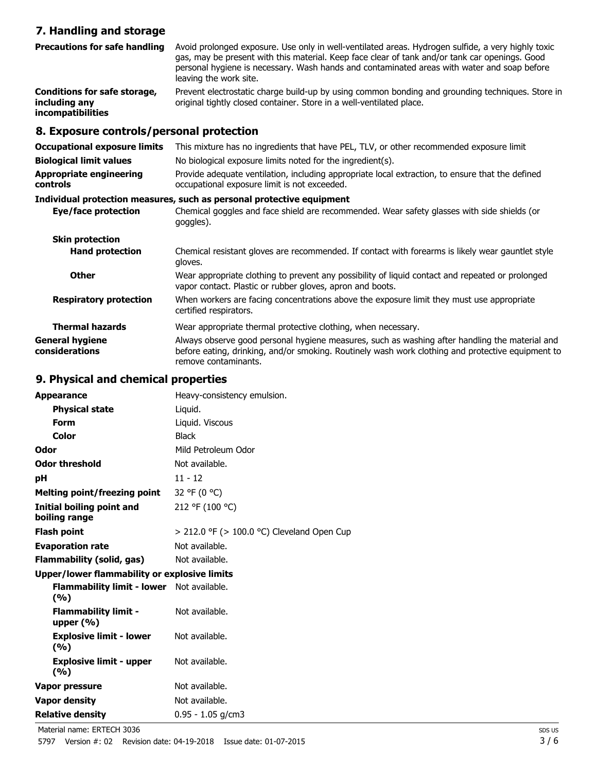## 7. Handling and storage

| | |
|---|---|
| **Precautions for safe handling** | Avoid prolonged exposure. Use only in well-ventilated areas. Hydrogen sulfide, a very highly toxic gas, may be present with this material. Keep face clear of tank and/or tank car openings. Good personal hygiene is necessary. Wash hands and contaminated areas with water and soap before leaving the work site. |
| **Conditions for safe storage, including any incompatibilities** | Prevent electrostatic charge build-up by using common bonding and grounding techniques. Store in original tightly closed container. Store in a well-ventilated place. |

## 8. Exposure controls/personal protection

| | |
|---|---|
| **Occupational exposure limits** | This mixture has no ingredients that have PEL, TLV, or other recommended exposure limit |
| **Biological limit values** | No biological exposure limits noted for the ingredient(s). |
| **Appropriate engineering controls** | Provide adequate ventilation, including appropriate local extraction, to ensure that the defined occupational exposure limit is not exceeded. |

**Individual protection measures, such as personal protective equipment**

| | |
|---|---|
| **Eye/face protection** | Chemical goggles and face shield are recommended. Wear safety glasses with side shields (or goggles). |
| **Skin protection** | |
| **Hand protection** | Chemical resistant gloves are recommended. If contact with forearms is likely wear gauntlet style gloves. |
| **Other** | Wear appropriate clothing to prevent any possibility of liquid contact and repeated or prolonged vapor contact. Plastic or rubber gloves, apron and boots. |
| **Respiratory protection** | When workers are facing concentrations above the exposure limit they must use appropriate certified respirators. |
| **Thermal hazards** | Wear appropriate thermal protective clothing, when necessary. |
| **General hygiene considerations** | Always observe good personal hygiene measures, such as washing after handling the material and before eating, drinking, and/or smoking. Routinely wash work clothing and protective equipment to remove contaminants. |

## 9. Physical and chemical properties

| | |
|---|---|
| **Appearance** | Heavy-consistency emulsion. |
| **Physical state** | Liquid. |
| **Form** | Liquid. Viscous |
| **Color** | Black |
| **Odor** | Mild Petroleum Odor |
| **Odor threshold** | Not available. |
| **pH** | 11 - 12 |
| **Melting point/freezing point** | 32 °F (0 °C) |
| **Initial boiling point and boiling range** | 212 °F (100 °C) |
| **Flash point** | > 212.0 °F (> 100.0 °C) Cleveland Open Cup |
| **Evaporation rate** | Not available. |
| **Flammability (solid, gas)** | Not available. |
| **Upper/lower flammability or explosive limits** | |
| **Flammability limit - lower (%)** | Not available. |
| **Flammability limit - upper (%)** | Not available. |
| **Explosive limit - lower (%)** | Not available. |
| **Explosive limit - upper (%)** | Not available. |
| **Vapor pressure** | Not available. |
| **Vapor density** | Not available. |
| **Relative density** | 0.95 - 1.05 g/cm3 |

Material name: ERTECH 3036

5797 Version #: 02 Revision date: 04-19-2018 Issue date: 01-07-2015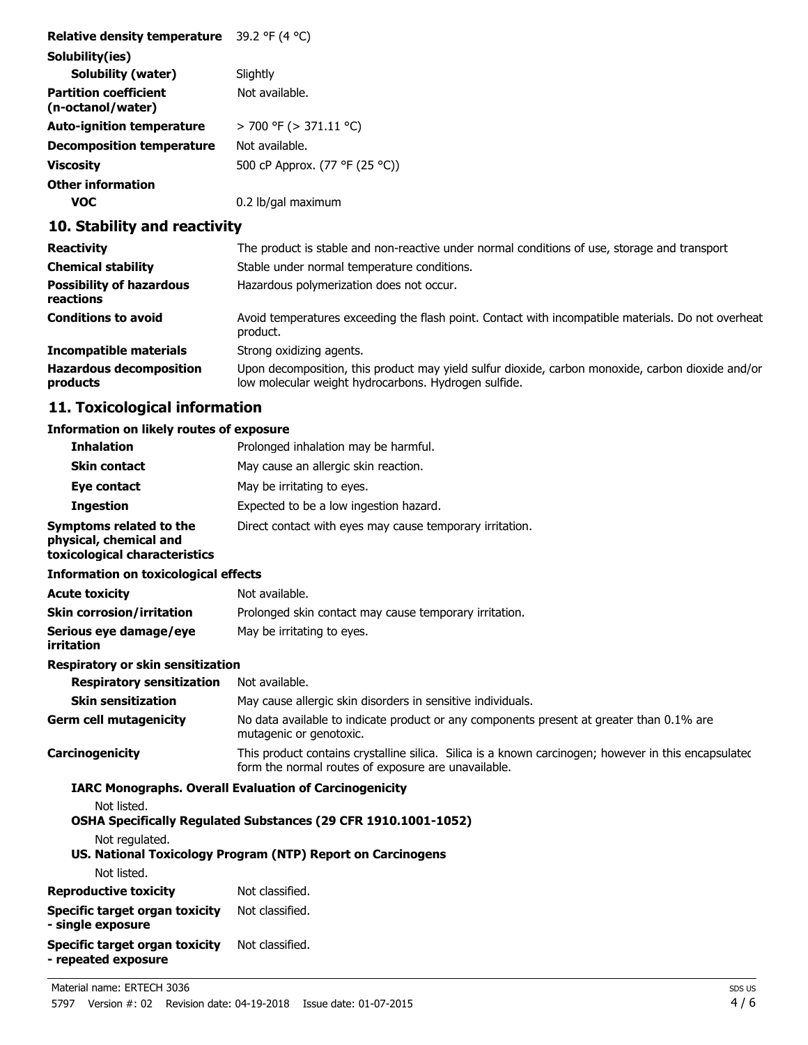| | |
|---|---|
| **Relative density temperature** | 39.2 °F (4 °C) |
| **Solubility(ies)** | |
| **Solubility (water)** | Slightly |
| **Partition coefficient (n-octanol/water)** | Not available. |
| **Auto-ignition temperature** | > 700 °F (> 371.11 °C) |
| **Decomposition temperature** | Not available. |
| **Viscosity** | 500 cP Approx. (77 °F (25 °C)) |
| **Other information** | |
| **VOC** | 0.2 lb/gal maximum |

## 10. Stability and reactivity

| | |
|---|---|
| **Reactivity** | The product is stable and non-reactive under normal conditions of use, storage and transport |
| **Chemical stability** | Stable under normal temperature conditions. |
| **Possibility of hazardous reactions** | Hazardous polymerization does not occur. |
| **Conditions to avoid** | Avoid temperatures exceeding the flash point. Contact with incompatible materials. Do not overheat product. |
| **Incompatible materials** | Strong oxidizing agents. |
| **Hazardous decomposition products** | Upon decomposition, this product may yield sulfur dioxide, carbon monoxide, carbon dioxide and/or low molecular weight hydrocarbons. Hydrogen sulfide. |

## 11. Toxicological information

**Information on likely routes of exposure**

| | |
|---|---|
| **Inhalation** | Prolonged inhalation may be harmful. |
| **Skin contact** | May cause an allergic skin reaction. |
| **Eye contact** | May be irritating to eyes. |
| **Ingestion** | Expected to be a low ingestion hazard. |
| **Symptoms related to the physical, chemical and toxicological characteristics** | Direct contact with eyes may cause temporary irritation. |

**Information on toxicological effects**

| | |
|---|---|
| **Acute toxicity** | Not available. |
| **Skin corrosion/irritation** | Prolonged skin contact may cause temporary irritation. |
| **Serious eye damage/eye irritation** | May be irritating to eyes. |

**Respiratory or skin sensitization**

| | |
|---|---|
| **Respiratory sensitization** | Not available. |
| **Skin sensitization** | May cause allergic skin disorders in sensitive individuals. |
| **Germ cell mutagenicity** | No data available to indicate product or any components present at greater than 0.1% are mutagenic or genotoxic. |
| **Carcinogenicity** | This product contains crystalline silica. Silica is a known carcinogen; however in this encapsulated form the normal routes of exposure are unavailable. |

**IARC Monographs. Overall Evaluation of Carcinogenicity**

Not listed.

**OSHA Specifically Regulated Substances (29 CFR 1910.1001-1052)**

Not regulated.

**US. National Toxicology Program (NTP) Report on Carcinogens**

Not listed.

| | |
|---|---|
| **Reproductive toxicity** | Not classified. |
| **Specific target organ toxicity - single exposure** | Not classified. |
| **Specific target organ toxicity - repeated exposure** | Not classified. |

Material name: ERTECH 3036

5797 Version #: 02 Revision date: 04-19-2018 Issue date: 01-07-2015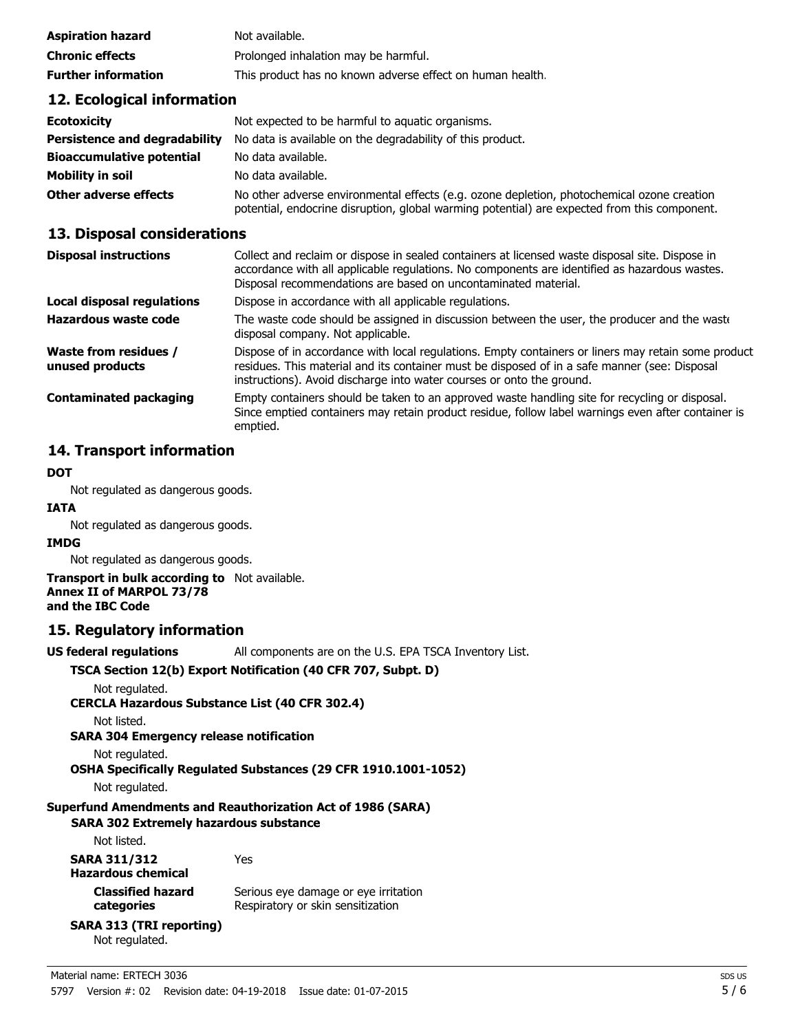| | |
|---|---|
| **Aspiration hazard** | Not available. |
| **Chronic effects** | Prolonged inhalation may be harmful. |
| **Further information** | This product has no known adverse effect on human health. |

## 12. Ecological information

| | |
|---|---|
| **Ecotoxicity** | Not expected to be harmful to aquatic organisms. |
| **Persistence and degradability** | No data is available on the degradability of this product. |
| **Bioaccumulative potential** | No data available. |
| **Mobility in soil** | No data available. |
| **Other adverse effects** | No other adverse environmental effects (e.g. ozone depletion, photochemical ozone creation potential, endocrine disruption, global warming potential) are expected from this component. |

## 13. Disposal considerations

| | |
|---|---|
| **Disposal instructions** | Collect and reclaim or dispose in sealed containers at licensed waste disposal site. Dispose in accordance with all applicable regulations. No components are identified as hazardous wastes. Disposal recommendations are based on uncontaminated material. |
| **Local disposal regulations** | Dispose in accordance with all applicable regulations. |
| **Hazardous waste code** | The waste code should be assigned in discussion between the user, the producer and the waste disposal company. Not applicable. |
| **Waste from residues / unused products** | Dispose of in accordance with local regulations. Empty containers or liners may retain some product residues. This material and its container must be disposed of in a safe manner (see: Disposal instructions). Avoid discharge into water courses or onto the ground. |
| **Contaminated packaging** | Empty containers should be taken to an approved waste handling site for recycling or disposal. Since emptied containers may retain product residue, follow label warnings even after container is emptied. |

## 14. Transport information

**DOT**

Not regulated as dangerous goods.

**IATA**

Not regulated as dangerous goods.

**IMDG**

Not regulated as dangerous goods.

**Transport in bulk according to Annex II of MARPOL 73/78 and the IBC Code** Not available.

## 15. Regulatory information

**US federal regulations** All components are on the U.S. EPA TSCA Inventory List.

**TSCA Section 12(b) Export Notification (40 CFR 707, Subpt. D)**

Not regulated.

**CERCLA Hazardous Substance List (40 CFR 302.4)**

Not listed.

**SARA 304 Emergency release notification**

Not regulated.

**OSHA Specifically Regulated Substances (29 CFR 1910.1001-1052)**

Not regulated.

**Superfund Amendments and Reauthorization Act of 1986 (SARA)**

**SARA 302 Extremely hazardous substance**

Not listed.

**SARA 311/312 Hazardous chemical** Yes

**Classified hazard categories** Serious eye damage or eye irritation
Respiratory or skin sensitization

**SARA 313 (TRI reporting)**

Not regulated.

Material name: ERTECH 3036

5797 Version #: 02 Revision date: 04-19-2018 Issue date: 01-07-2015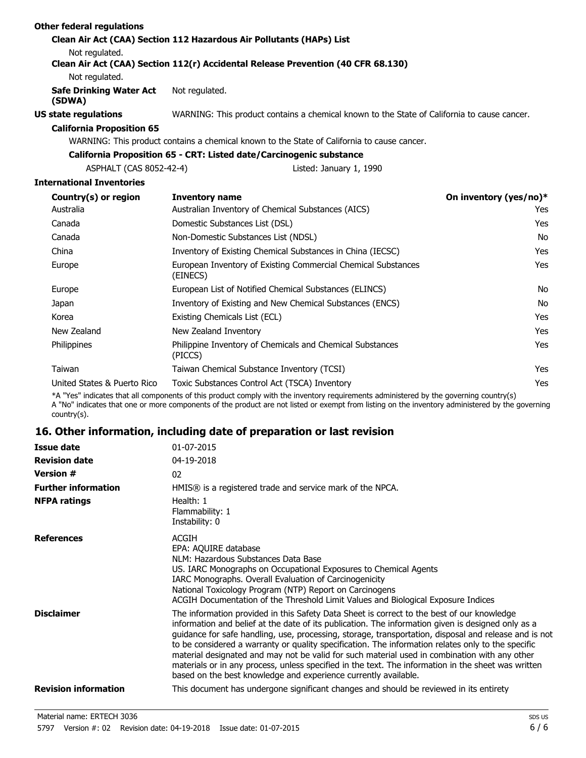**Other federal regulations**

**Clean Air Act (CAA) Section 112 Hazardous Air Pollutants (HAPs) List**

Not regulated.

**Clean Air Act (CAA) Section 112(r) Accidental Release Prevention (40 CFR 68.130)**

Not regulated.

**Safe Drinking Water Act (SDWA)** Not regulated.

**US state regulations** WARNING: This product contains a chemical known to the State of California to cause cancer.

**California Proposition 65**

WARNING: This product contains a chemical known to the State of California to cause cancer.

**California Proposition 65 - CRT: Listed date/Carcinogenic substance**

ASPHALT (CAS 8052-42-4) Listed: January 1, 1990

**International Inventories**

| Country(s) or region | Inventory name | On inventory (yes/no)* |
|---|---|---|
| Australia | Australian Inventory of Chemical Substances (AICS) | Yes |
| Canada | Domestic Substances List (DSL) | Yes |
| Canada | Non-Domestic Substances List (NDSL) | No |
| China | Inventory of Existing Chemical Substances in China (IECSC) | Yes |
| Europe | European Inventory of Existing Commercial Chemical Substances (EINECS) | Yes |
| Europe | European List of Notified Chemical Substances (ELINCS) | No |
| Japan | Inventory of Existing and New Chemical Substances (ENCS) | No |
| Korea | Existing Chemicals List (ECL) | Yes |
| New Zealand | New Zealand Inventory | Yes |
| Philippines | Philippine Inventory of Chemicals and Chemical Substances (PICCS) | Yes |
| Taiwan | Taiwan Chemical Substance Inventory (TCSI) | Yes |
| United States & Puerto Rico | Toxic Substances Control Act (TSCA) Inventory | Yes |

*A "Yes" indicates that all components of this product comply with the inventory requirements administered by the governing country(s)
A "No" indicates that one or more components of the product are not listed or exempt from listing on the inventory administered by the governing country(s).

## 16. Other information, including date of preparation or last revision

**Issue date** 01-07-2015

**Revision date** 04-19-2018

**Version #** 02

**Further information** HMIS® is a registered trade and service mark of the NPCA.

**NFPA ratings**
Health: 1
Flammability: 1
Instability: 0

**References**
ACGIH
EPA: AQUIRE database
NLM: Hazardous Substances Data Base
US. IARC Monographs on Occupational Exposures to Chemical Agents
IARC Monographs. Overall Evaluation of Carcinogenicity
National Toxicology Program (NTP) Report on Carcinogens
ACGIH Documentation of the Threshold Limit Values and Biological Exposure Indices

**Disclaimer** The information provided in this Safety Data Sheet is correct to the best of our knowledge information and belief at the date of its publication. The information given is designed only as a guidance for safe handling, use, processing, storage, transportation, disposal and release and is not to be considered a warranty or quality specification. The information relates only to the specific material designated and may not be valid for such material used in combination with any other materials or in any process, unless specified in the text. The information in the sheet was written based on the best knowledge and experience currently available.

**Revision information** This document has undergone significant changes and should be reviewed in its entirety